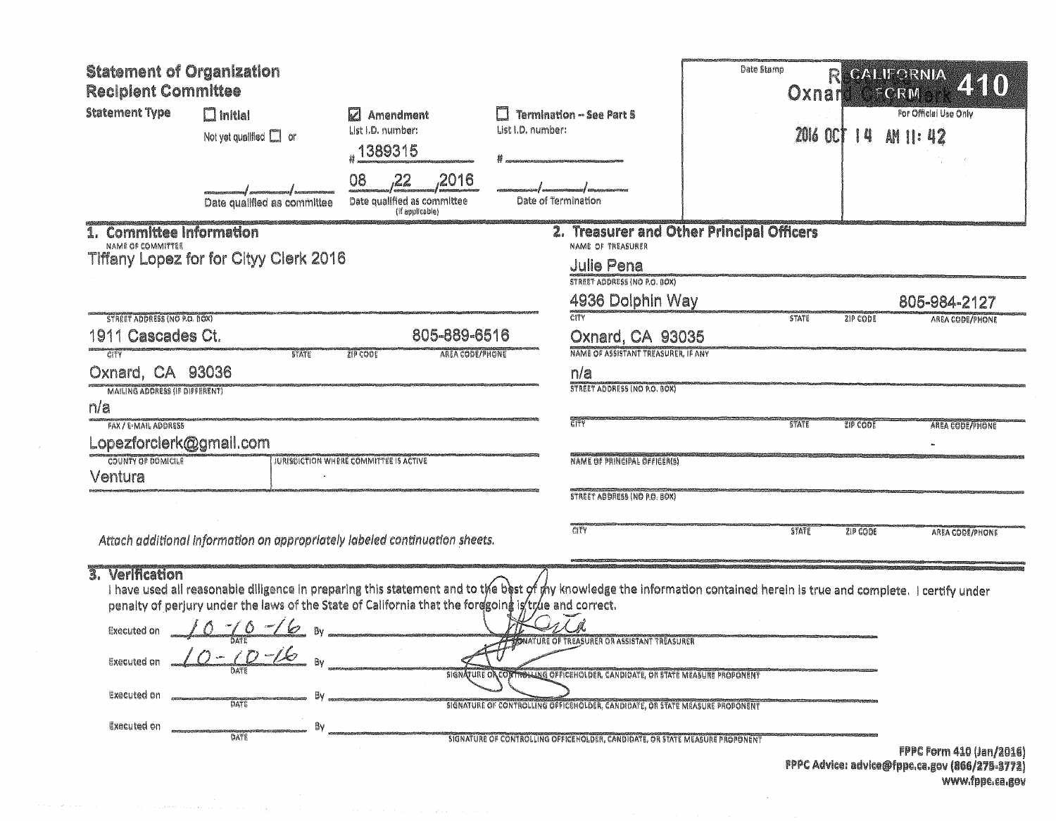# Statement of Organization
## Recipient Committee

**CALIFORNIA FORM 410**

For Official Use Only

Date Stamp

RECEIVED
Oxnard City Clerk

2016 OCT 14 AM 11: 42

**Statement Type**

- ☐ Initial — Not yet qualified ☐ or ____/____/____ Date qualified as committee
- ☑ Amendment — List I.D. number: # 1389315 — 08/22/2016 Date qualified as committee (If applicable)
- ☐ Termination – See Part 5 — List I.D. number: # ____ — ____/____/____ Date of Termination

## 1. Committee Information

**NAME OF COMMITTEE**
Tiffany Lopez for for Cityy Clerk 2016

**STREET ADDRESS (NO P.O. BOX)** | **AREA CODE/PHONE**
1911 Cascades Ct. | 805-889-6516

**CITY / STATE / ZIP CODE**
Oxnard, CA 93036

**MAILING ADDRESS (IF DIFFERENT)**
n/a

**FAX / E-MAIL ADDRESS**
Lopezforclerk@gmail.com

**COUNTY OF DOMICILE**
Ventura

**JURISDICTION WHERE COMMITTEE IS ACTIVE**

*Attach additional information on appropriately labeled continuation sheets.*

## 2. Treasurer and Other Principal Officers

**NAME OF TREASURER**
Julie Pena

**STREET ADDRESS (NO P.O. BOX)** | **AREA CODE/PHONE**
4936 Dolphin Way | 805-984-2127

**CITY / STATE / ZIP CODE**
Oxnard, CA 93035

**NAME OF ASSISTANT TREASURER, IF ANY**
n/a

**STREET ADDRESS (NO P.O. BOX)**

**CITY / STATE / ZIP CODE / AREA CODE/PHONE**

**NAME OF PRINCIPAL OFFICER(S)**

**STREET ADDRESS (NO P.O. BOX)**

**CITY / STATE / ZIP CODE / AREA CODE/PHONE**

## 3. Verification

I have used all reasonable diligence in preparing this statement and to the best of my knowledge the information contained herein is true and complete. I certify under penalty of perjury under the laws of the State of California that the foregoing is true and correct.

Executed on 10-10-16 By [signature] — SIGNATURE OF TREASURER OR ASSISTANT TREASURER

Executed on 10-10-16 By [signature] — SIGNATURE OF CONTROLLING OFFICEHOLDER, CANDIDATE, OR STATE MEASURE PROPONENT

Executed on ________ By ________ — SIGNATURE OF CONTROLLING OFFICEHOLDER, CANDIDATE, OR STATE MEASURE PROPONENT

Executed on ________ By ________ — SIGNATURE OF CONTROLLING OFFICEHOLDER, CANDIDATE, OR STATE MEASURE PROPONENT

FPPC Form 410 (Jan/2016)
FPPC Advice: advice@fppc.ca.gov (866/275-3772)
www.fppc.ca.gov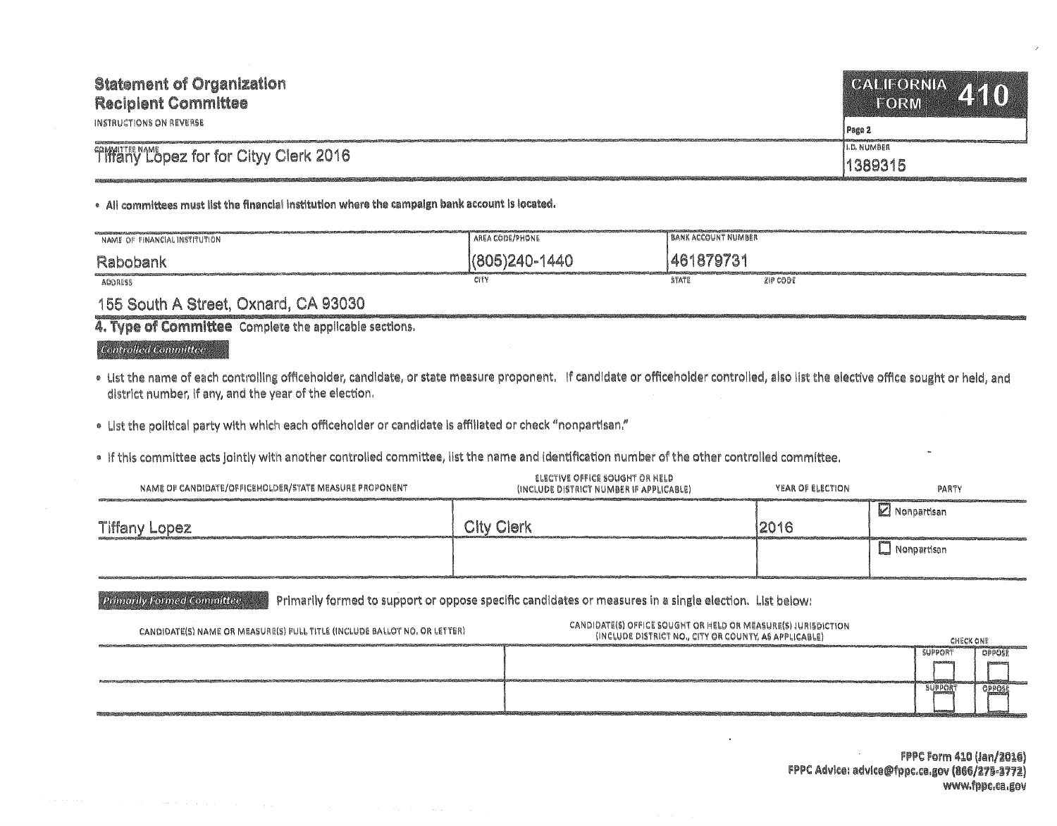# Statement of Organization
## Recipient Committee

INSTRUCTIONS ON REVERSE

**CALIFORNIA FORM 410**

Page 2

| COMMITTEE NAME | I.D. NUMBER |
|---|---|
| Tiffany Lopez for for Cityy Clerk 2016 | 1389315 |

- All committees must list the financial institution where the campaign bank account is located.

| NAME OF FINANCIAL INSTITUTION | AREA CODE/PHONE | BANK ACCOUNT NUMBER | |
|---|---|---|---|
| Rabobank | (805)240-1440 | 461879731 | |
| **ADDRESS** | **CITY** | **STATE** | **ZIP CODE** |
| 155 South A Street, Oxnard, CA 93030 | | | |

### 4. Type of Committee

Complete the applicable sections.

**Controlled Committee**

- List the name of each controlling officeholder, candidate, or state measure proponent. If candidate or officeholder controlled, also list the elective office sought or held, and district number, if any, and the year of the election.
- List the political party with which each officeholder or candidate is affiliated or check "nonpartisan."
- If this committee acts jointly with another controlled committee, list the name and identification number of the other controlled committee.

| NAME OF CANDIDATE/OFFICEHOLDER/STATE MEASURE PROPONENT | ELECTIVE OFFICE SOUGHT OR HELD (INCLUDE DISTRICT NUMBER IF APPLICABLE) | YEAR OF ELECTION | PARTY |
|---|---|---|---|
| Tiffany Lopez | City Clerk | 2016 | ☑ Nonpartisan |
| | | | ☐ Nonpartisan |

**Primarily Formed Committee** Primarily formed to support or oppose specific candidates or measures in a single election. List below:

| CANDIDATE(S) NAME OR MEASURE(S) FULL TITLE (INCLUDE BALLOT NO. OR LETTER) | CANDIDATE(S) OFFICE SOUGHT OR HELD OR MEASURE(S) JURISDICTION (INCLUDE DISTRICT NO., CITY OR COUNTY, AS APPLICABLE) | CHECK ONE | |
|---|---|---|---|
| | | ☐ SUPPORT | ☐ OPPOSE |
| | | ☐ SUPPORT | ☐ OPPOSE |

FPPC Form 410 (Jan/2016)
FPPC Advice: advice@fppc.ca.gov (866/275-3772)
www.fppc.ca.gov